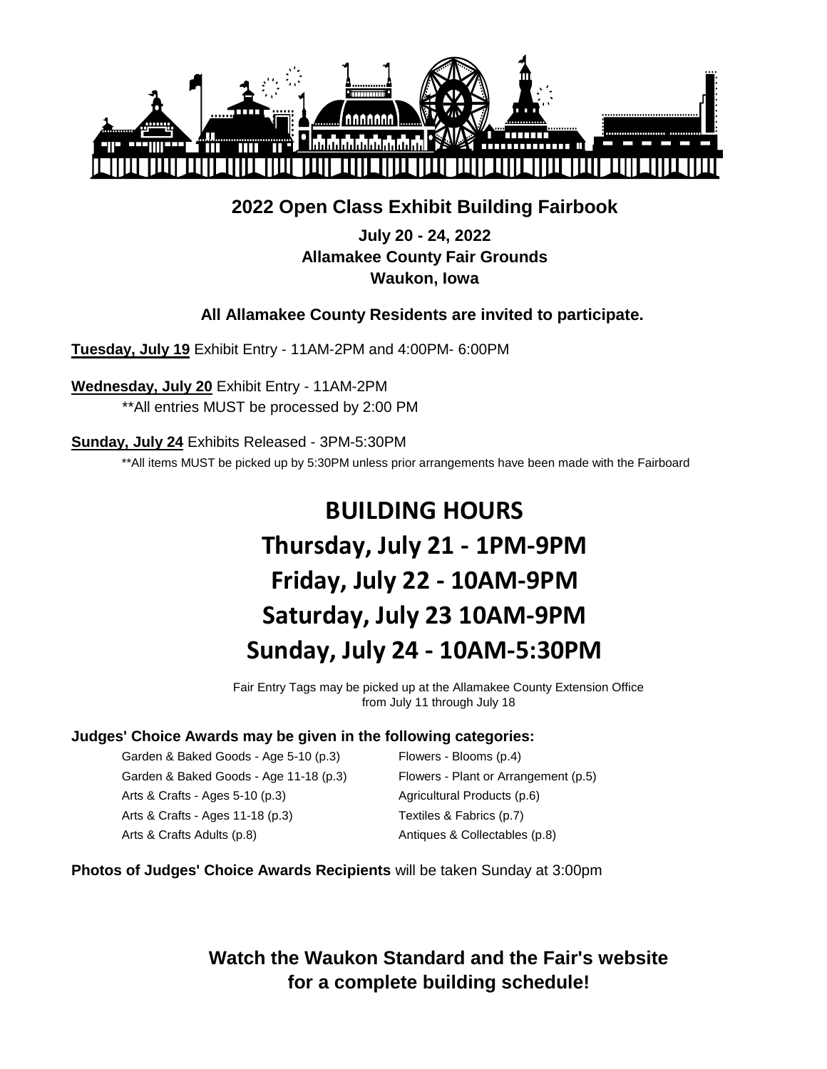## 2022 Open Class Exhibit Building Fairbook

**July 20 - 24, 2022**
**Allamakee County Fair Grounds**
**Waukon, Iowa**

**All Allamakee County Residents are invited to participate.**

**Tuesday, July 19** Exhibit Entry - 11AM-2PM and 4:00PM- 6:00PM

**Wednesday, July 20** Exhibit Entry - 11AM-2PM

**All entries MUST be processed by 2:00 PM

**Sunday, July 24** Exhibits Released - 3PM-5:30PM

**All items MUST be picked up by 5:30PM unless prior arrangements have been made with the Fairboard

# BUILDING HOURS

## Thursday, July 21 - 1PM-9PM

## Friday, July 22 - 10AM-9PM

## Saturday, July 23 10AM-9PM

## Sunday, July 24 - 10AM-5:30PM

Fair Entry Tags may be picked up at the Allamakee County Extension Office from July 11 through July 18

**Judges' Choice Awards may be given in the following categories:**

- Garden & Baked Goods - Age 5-10 (p.3)
- Garden & Baked Goods - Age 11-18 (p.3)
- Arts & Crafts - Ages 5-10 (p.3)
- Arts & Crafts - Ages 11-18 (p.3)
- Arts & Crafts Adults (p.8)
- Flowers - Blooms (p.4)
- Flowers - Plant or Arrangement (p.5)
- Agricultural Products (p.6)
- Textiles & Fabrics (p.7)
- Antiques & Collectables (p.8)

**Photos of Judges' Choice Awards Recipients** will be taken Sunday at 3:00pm

**Watch the Waukon Standard and the Fair's website for a complete building schedule!**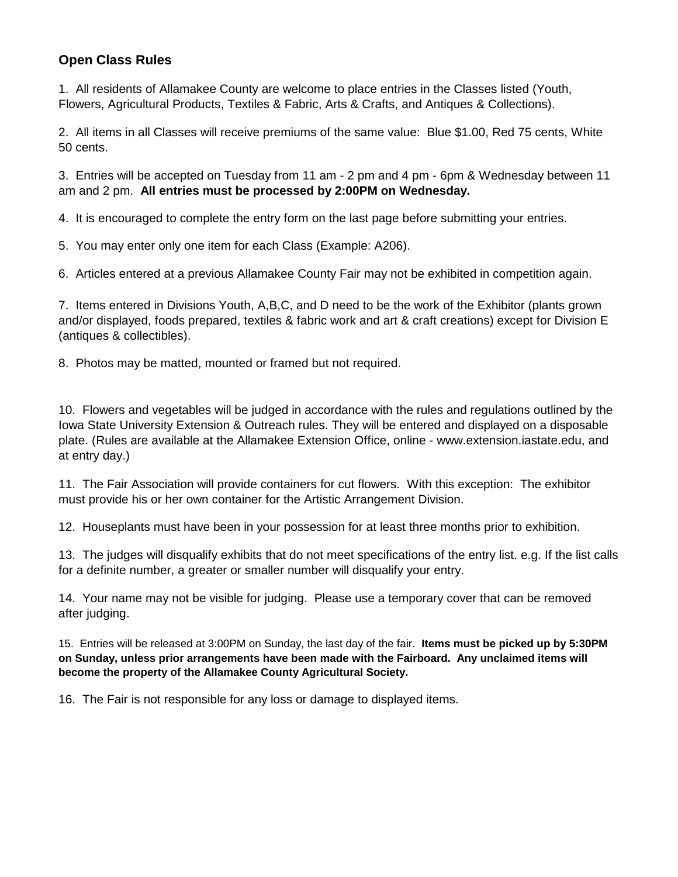## Open Class Rules

1. All residents of Allamakee County are welcome to place entries in the Classes listed (Youth, Flowers, Agricultural Products, Textiles & Fabric, Arts & Crafts, and Antiques & Collections).

2. All items in all Classes will receive premiums of the same value: Blue $1.00, Red 75 cents, White 50 cents.

3. Entries will be accepted on Tuesday from 11 am - 2 pm and 4 pm - 6pm & Wednesday between 11 am and 2 pm. **All entries must be processed by 2:00PM on Wednesday.**

4. It is encouraged to complete the entry form on the last page before submitting your entries.

5. You may enter only one item for each Class (Example: A206).

6. Articles entered at a previous Allamakee County Fair may not be exhibited in competition again.

7. Items entered in Divisions Youth, A,B,C, and D need to be the work of the Exhibitor (plants grown and/or displayed, foods prepared, textiles & fabric work and art & craft creations) except for Division E (antiques & collectibles).

8. Photos may be matted, mounted or framed but not required.

10. Flowers and vegetables will be judged in accordance with the rules and regulations outlined by the Iowa State University Extension & Outreach rules. They will be entered and displayed on a disposable plate. (Rules are available at the Allamakee Extension Office, online - www.extension.iastate.edu, and at entry day.)

11. The Fair Association will provide containers for cut flowers. With this exception: The exhibitor must provide his or her own container for the Artistic Arrangement Division.

12. Houseplants must have been in your possession for at least three months prior to exhibition.

13. The judges will disqualify exhibits that do not meet specifications of the entry list. e.g. If the list calls for a definite number, a greater or smaller number will disqualify your entry.

14. Your name may not be visible for judging. Please use a temporary cover that can be removed after judging.

15. Entries will be released at 3:00PM on Sunday, the last day of the fair. **Items must be picked up by 5:30PM on Sunday, unless prior arrangements have been made with the Fairboard. Any unclaimed items will become the property of the Allamakee County Agricultural Society.**

16. The Fair is not responsible for any loss or damage to displayed items.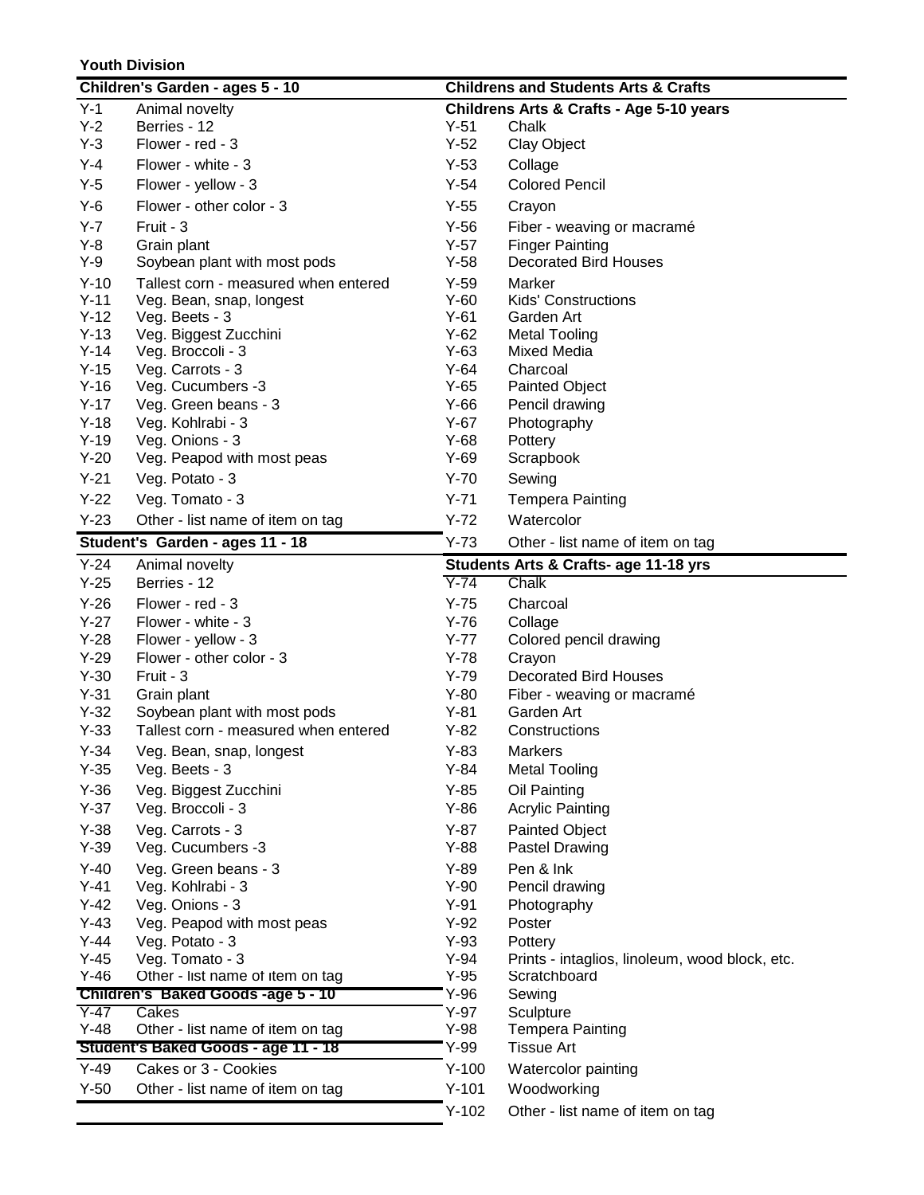**Youth Division**

### Children's Garden - ages 5 - 10

| | |
|---|---|
| Y-1 | Animal novelty |
| Y-2 | Berries - 12 |
| Y-3 | Flower - red - 3 |
| Y-4 | Flower - white - 3 |
| Y-5 | Flower - yellow - 3 |
| Y-6 | Flower - other color - 3 |
| Y-7 | Fruit - 3 |
| Y-8 | Grain plant |
| Y-9 | Soybean plant with most pods |
| Y-10 | Tallest corn - measured when entered |
| Y-11 | Veg. Bean, snap, longest |
| Y-12 | Veg. Beets - 3 |
| Y-13 | Veg. Biggest Zucchini |
| Y-14 | Veg. Broccoli - 3 |
| Y-15 | Veg. Carrots - 3 |
| Y-16 | Veg. Cucumbers -3 |
| Y-17 | Veg. Green beans - 3 |
| Y-18 | Veg. Kohlrabi - 3 |
| Y-19 | Veg. Onions - 3 |
| Y-20 | Veg. Peapod with most peas |
| Y-21 | Veg. Potato - 3 |
| Y-22 | Veg. Tomato - 3 |
| Y-23 | Other - list name of item on tag |

### Student's Garden - ages 11 - 18

| | |
|---|---|
| Y-24 | Animal novelty |
| Y-25 | Berries - 12 |
| Y-26 | Flower - red - 3 |
| Y-27 | Flower - white - 3 |
| Y-28 | Flower - yellow - 3 |
| Y-29 | Flower - other color - 3 |
| Y-30 | Fruit - 3 |
| Y-31 | Grain plant |
| Y-32 | Soybean plant with most pods |
| Y-33 | Tallest corn - measured when entered |
| Y-34 | Veg. Bean, snap, longest |
| Y-35 | Veg. Beets - 3 |
| Y-36 | Veg. Biggest Zucchini |
| Y-37 | Veg. Broccoli - 3 |
| Y-38 | Veg. Carrots - 3 |
| Y-39 | Veg. Cucumbers -3 |
| Y-40 | Veg. Green beans - 3 |
| Y-41 | Veg. Kohlrabi - 3 |
| Y-42 | Veg. Onions - 3 |
| Y-43 | Veg. Peapod with most peas |
| Y-44 | Veg. Potato - 3 |
| Y-45 | Veg. Tomato - 3 |
| Y-46 | Other - list name of item on tag |

### Children's Baked Goods -age 5 - 10

| | |
|---|---|
| Y-47 | Cakes |
| Y-48 | Other - list name of item on tag |

### Student's Baked Goods - age 11 - 18

| | |
|---|---|
| Y-49 | Cakes or 3 - Cookies |
| Y-50 | Other - list name of item on tag |

## Childrens and Students Arts & Crafts

### Childrens Arts & Crafts - Age 5-10 years

| | |
|---|---|
| Y-51 | Chalk |
| Y-52 | Clay Object |
| Y-53 | Collage |
| Y-54 | Colored Pencil |
| Y-55 | Crayon |
| Y-56 | Fiber - weaving or macramé |
| Y-57 | Finger Painting |
| Y-58 | Decorated Bird Houses |
| Y-59 | Marker |
| Y-60 | Kids' Constructions |
| Y-61 | Garden Art |
| Y-62 | Metal Tooling |
| Y-63 | Mixed Media |
| Y-64 | Charcoal |
| Y-65 | Painted Object |
| Y-66 | Pencil drawing |
| Y-67 | Photography |
| Y-68 | Pottery |
| Y-69 | Scrapbook |
| Y-70 | Sewing |
| Y-71 | Tempera Painting |
| Y-72 | Watercolor |
| Y-73 | Other - list name of item on tag |

### Students Arts & Crafts- age 11-18 yrs

| | |
|---|---|
| Y-74 | Chalk |
| Y-75 | Charcoal |
| Y-76 | Collage |
| Y-77 | Colored pencil drawing |
| Y-78 | Crayon |
| Y-79 | Decorated Bird Houses |
| Y-80 | Fiber - weaving or macramé |
| Y-81 | Garden Art |
| Y-82 | Constructions |
| Y-83 | Markers |
| Y-84 | Metal Tooling |
| Y-85 | Oil Painting |
| Y-86 | Acrylic Painting |
| Y-87 | Painted Object |
| Y-88 | Pastel Drawing |
| Y-89 | Pen & Ink |
| Y-90 | Pencil drawing |
| Y-91 | Photography |
| Y-92 | Poster |
| Y-93 | Pottery |
| Y-94 | Prints - intaglios, linoleum, wood block, etc. |
| Y-95 | Scratchboard |
| Y-96 | Sewing |
| Y-97 | Sculpture |
| Y-98 | Tempera Painting |
| Y-99 | Tissue Art |
| Y-100 | Watercolor painting |
| Y-101 | Woodworking |
| Y-102 | Other - list name of item on tag |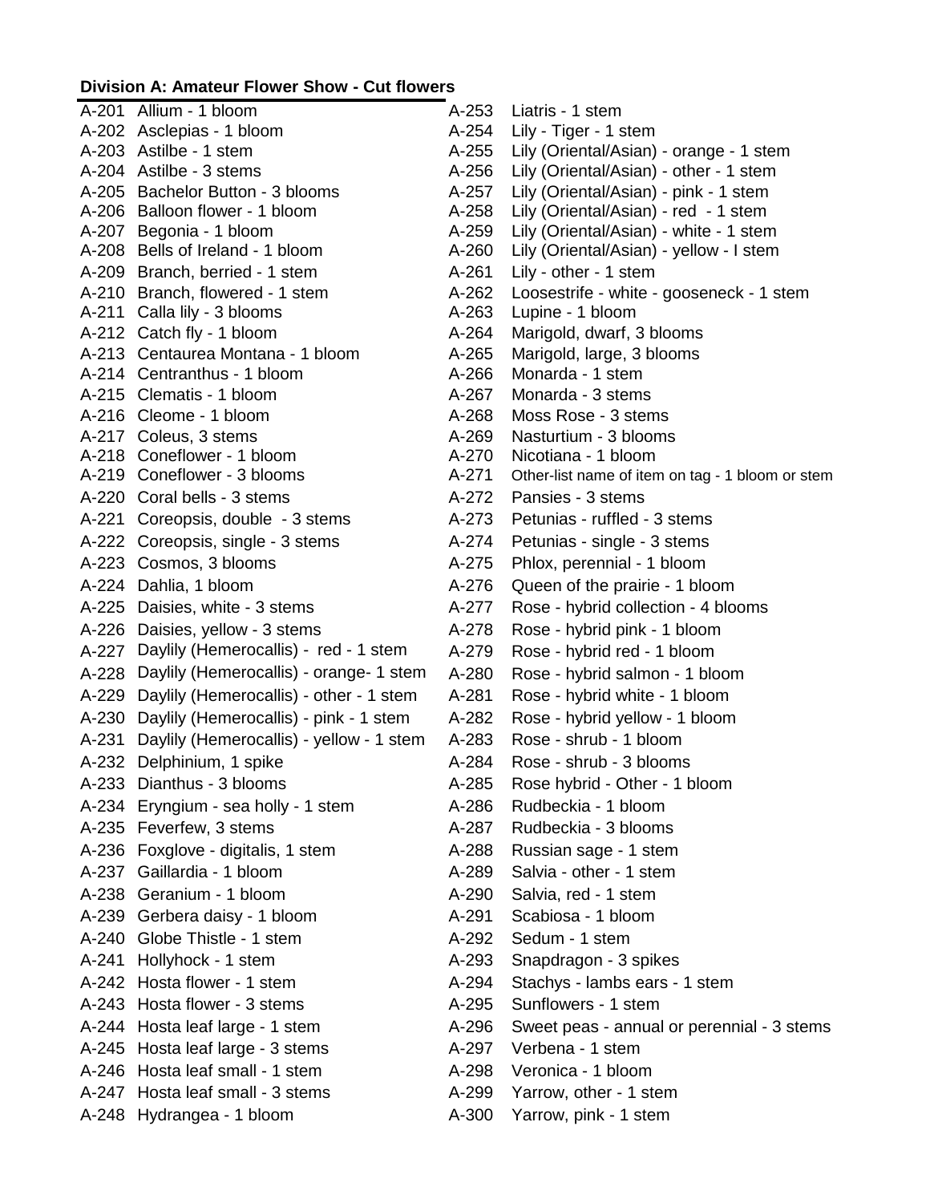**Division A: Amateur Flower Show - Cut flowers**

A-201 Allium - 1 bloom
A-202 Asclepias - 1 bloom
A-203 Astilbe - 1 stem
A-204 Astilbe - 3 stems
A-205 Bachelor Button - 3 blooms
A-206 Balloon flower - 1 bloom
A-207 Begonia - 1 bloom
A-208 Bells of Ireland - 1 bloom
A-209 Branch, berried - 1 stem
A-210 Branch, flowered - 1 stem
A-211 Calla lily - 3 blooms
A-212 Catch fly - 1 bloom
A-213 Centaurea Montana - 1 bloom
A-214 Centranthus - 1 bloom
A-215 Clematis - 1 bloom
A-216 Cleome - 1 bloom
A-217 Coleus, 3 stems
A-218 Coneflower - 1 bloom
A-219 Coneflower - 3 blooms
A-220 Coral bells - 3 stems
A-221 Coreopsis, double - 3 stems
A-222 Coreopsis, single - 3 stems
A-223 Cosmos, 3 blooms
A-224 Dahlia, 1 bloom
A-225 Daisies, white - 3 stems
A-226 Daisies, yellow - 3 stems
A-227 Daylily (Hemerocallis) - red - 1 stem
A-228 Daylily (Hemerocallis) - orange- 1 stem
A-229 Daylily (Hemerocallis) - other - 1 stem
A-230 Daylily (Hemerocallis) - pink - 1 stem
A-231 Daylily (Hemerocallis) - yellow - 1 stem
A-232 Delphinium, 1 spike
A-233 Dianthus - 3 blooms
A-234 Eryngium - sea holly - 1 stem
A-235 Feverfew, 3 stems
A-236 Foxglove - digitalis, 1 stem
A-237 Gaillardia - 1 bloom
A-238 Geranium - 1 bloom
A-239 Gerbera daisy - 1 bloom
A-240 Globe Thistle - 1 stem
A-241 Hollyhock - 1 stem
A-242 Hosta flower - 1 stem
A-243 Hosta flower - 3 stems
A-244 Hosta leaf large - 1 stem
A-245 Hosta leaf large - 3 stems
A-246 Hosta leaf small - 1 stem
A-247 Hosta leaf small - 3 stems
A-248 Hydrangea - 1 bloom
A-253 Liatris - 1 stem
A-254 Lily - Tiger - 1 stem
A-255 Lily (Oriental/Asian) - orange - 1 stem
A-256 Lily (Oriental/Asian) - other - 1 stem
A-257 Lily (Oriental/Asian) - pink - 1 stem
A-258 Lily (Oriental/Asian) - red - 1 stem
A-259 Lily (Oriental/Asian) - white - 1 stem
A-260 Lily (Oriental/Asian) - yellow - I stem
A-261 Lily - other - 1 stem
A-262 Loosestrife - white - gooseneck - 1 stem
A-263 Lupine - 1 bloom
A-264 Marigold, dwarf, 3 blooms
A-265 Marigold, large, 3 blooms
A-266 Monarda - 1 stem
A-267 Monarda - 3 stems
A-268 Moss Rose - 3 stems
A-269 Nasturtium - 3 blooms
A-270 Nicotiana - 1 bloom
A-271 Other-list name of item on tag - 1 bloom or stem
A-272 Pansies - 3 stems
A-273 Petunias - ruffled - 3 stems
A-274 Petunias - single - 3 stems
A-275 Phlox, perennial - 1 bloom
A-276 Queen of the prairie - 1 bloom
A-277 Rose - hybrid collection - 4 blooms
A-278 Rose - hybrid pink - 1 bloom
A-279 Rose - hybrid red - 1 bloom
A-280 Rose - hybrid salmon - 1 bloom
A-281 Rose - hybrid white - 1 bloom
A-282 Rose - hybrid yellow - 1 bloom
A-283 Rose - shrub - 1 bloom
A-284 Rose - shrub - 3 blooms
A-285 Rose hybrid - Other - 1 bloom
A-286 Rudbeckia - 1 bloom
A-287 Rudbeckia - 3 blooms
A-288 Russian sage - 1 stem
A-289 Salvia - other - 1 stem
A-290 Salvia, red - 1 stem
A-291 Scabiosa - 1 bloom
A-292 Sedum - 1 stem
A-293 Snapdragon - 3 spikes
A-294 Stachys - lambs ears - 1 stem
A-295 Sunflowers - 1 stem
A-296 Sweet peas - annual or perennial - 3 stems
A-297 Verbena - 1 stem
A-298 Veronica - 1 bloom
A-299 Yarrow, other - 1 stem
A-300 Yarrow, pink - 1 stem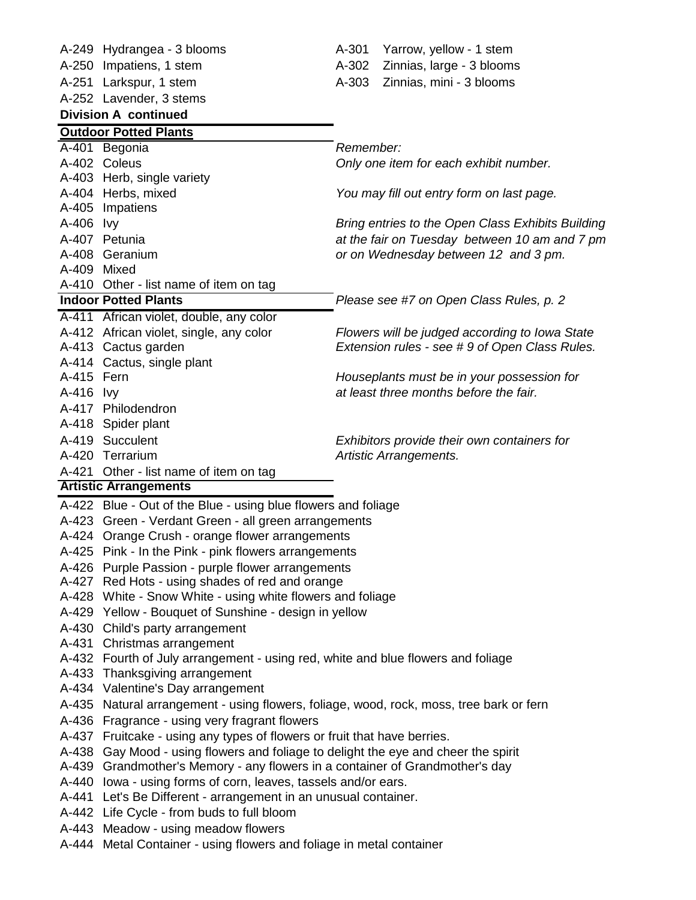A-249 Hydrangea - 3 blooms
A-250 Impatiens, 1 stem
A-251 Larkspur, 1 stem
A-252 Lavender, 3 stems

A-301 Yarrow, yellow - 1 stem
A-302 Zinnias, large - 3 blooms
A-303 Zinnias, mini - 3 blooms

**Division A continued**

**Outdoor Potted Plants**

A-401 Begonia
A-402 Coleus
A-403 Herb, single variety
A-404 Herbs, mixed
A-405 Impatiens
A-406 Ivy
A-407 Petunia
A-408 Geranium
A-409 Mixed
A-410 Other - list name of item on tag

**Indoor Potted Plants**

A-411 African violet, double, any color
A-412 African violet, single, any color
A-413 Cactus garden
A-414 Cactus, single plant
A-415 Fern
A-416 Ivy
A-417 Philodendron
A-418 Spider plant
A-419 Succulent
A-420 Terrarium
A-421 Other - list name of item on tag

*Remember:*
*Only one item for each exhibit number.*

*You may fill out entry form on last page.*

*Bring entries to the Open Class Exhibits Building at the fair on Tuesday between 10 am and 7 pm or on Wednesday between 12 and 3 pm.*

*Please see #7 on Open Class Rules, p. 2*

*Flowers will be judged according to Iowa State Extension rules - see # 9 of Open Class Rules.*

*Houseplants must be in your possession for at least three months before the fair.*

*Exhibitors provide their own containers for Artistic Arrangements.*

**Artistic Arrangements**

A-422 Blue - Out of the Blue - using blue flowers and foliage
A-423 Green - Verdant Green - all green arrangements
A-424 Orange Crush - orange flower arrangements
A-425 Pink - In the Pink - pink flowers arrangements
A-426 Purple Passion - purple flower arrangements
A-427 Red Hots - using shades of red and orange
A-428 White - Snow White - using white flowers and foliage
A-429 Yellow - Bouquet of Sunshine - design in yellow
A-430 Child's party arrangement
A-431 Christmas arrangement
A-432 Fourth of July arrangement - using red, white and blue flowers and foliage
A-433 Thanksgiving arrangement
A-434 Valentine's Day arrangement
A-435 Natural arrangement - using flowers, foliage, wood, rock, moss, tree bark or fern
A-436 Fragrance - using very fragrant flowers
A-437 Fruitcake - using any types of flowers or fruit that have berries.
A-438 Gay Mood - using flowers and foliage to delight the eye and cheer the spirit
A-439 Grandmother's Memory - any flowers in a container of Grandmother's day
A-440 Iowa - using forms of corn, leaves, tassels and/or ears.
A-441 Let's Be Different - arrangement in an unusual container.
A-442 Life Cycle - from buds to full bloom
A-443 Meadow - using meadow flowers
A-444 Metal Container - using flowers and foliage in metal container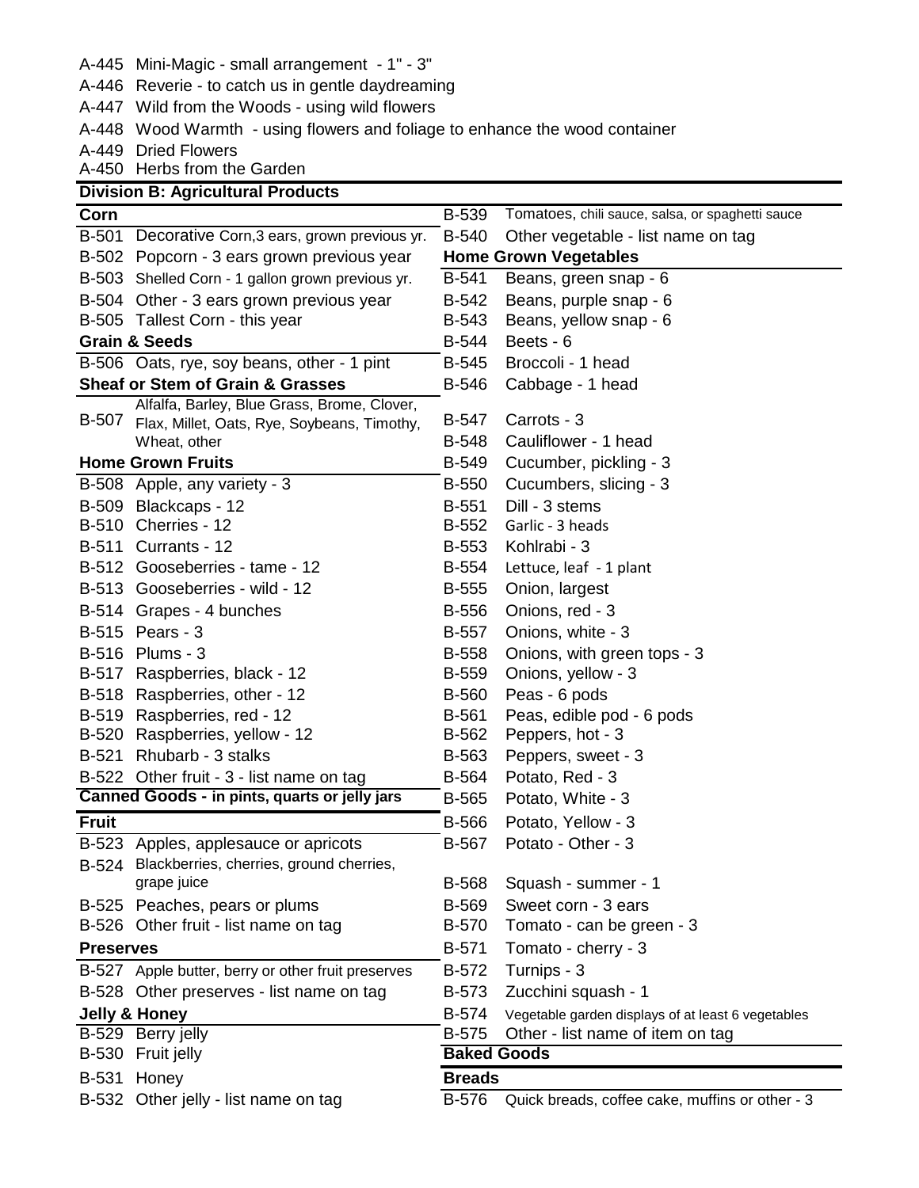A-445 Mini-Magic - small arrangement - 1" - 3"
A-446 Reverie - to catch us in gentle daydreaming
A-447 Wild from the Woods - using wild flowers
A-448 Wood Warmth - using flowers and foliage to enhance the wood container
A-449 Dried Flowers
A-450 Herbs from the Garden

## Division B: Agricultural Products

### Corn

B-501 Decorative Corn,3 ears, grown previous yr.
B-502 Popcorn - 3 ears grown previous year
B-503 Shelled Corn - 1 gallon grown previous yr.
B-504 Other - 3 ears grown previous year
B-505 Tallest Corn - this year

### Grain & Seeds

B-506 Oats, rye, soy beans, other - 1 pint

### Sheaf or Stem of Grain & Grasses

B-507 Alfalfa, Barley, Blue Grass, Brome, Clover, Flax, Millet, Oats, Rye, Soybeans, Timothy, Wheat, other

### Home Grown Fruits

B-508 Apple, any variety - 3
B-509 Blackcaps - 12
B-510 Cherries - 12
B-511 Currants - 12
B-512 Gooseberries - tame - 12
B-513 Gooseberries - wild - 12
B-514 Grapes - 4 bunches
B-515 Pears - 3
B-516 Plums - 3
B-517 Raspberries, black - 12
B-518 Raspberries, other - 12
B-519 Raspberries, red - 12
B-520 Raspberries, yellow - 12
B-521 Rhubarb - 3 stalks
B-522 Other fruit - 3 - list name on tag

### Canned Goods - in pints, quarts or jelly jars

### Fruit

B-523 Apples, applesauce or apricots
B-524 Blackberries, cherries, ground cherries, grape juice
B-525 Peaches, pears or plums
B-526 Other fruit - list name on tag

### Preserves

B-527 Apple butter, berry or other fruit preserves
B-528 Other preserves - list name on tag

### Jelly & Honey

B-529 Berry jelly
B-530 Fruit jelly
B-531 Honey
B-532 Other jelly - list name on tag

B-539 Tomatoes, chili sauce, salsa, or spaghetti sauce
B-540 Other vegetable - list name on tag

### Home Grown Vegetables

B-541 Beans, green snap - 6
B-542 Beans, purple snap - 6
B-543 Beans, yellow snap - 6
B-544 Beets - 6
B-545 Broccoli - 1 head
B-546 Cabbage - 1 head
B-547 Carrots - 3
B-548 Cauliflower - 1 head
B-549 Cucumber, pickling - 3
B-550 Cucumbers, slicing - 3
B-551 Dill - 3 stems
B-552 Garlic - 3 heads
B-553 Kohlrabi - 3
B-554 Lettuce, leaf - 1 plant
B-555 Onion, largest
B-556 Onions, red - 3
B-557 Onions, white - 3
B-558 Onions, with green tops - 3
B-559 Onions, yellow - 3
B-560 Peas - 6 pods
B-561 Peas, edible pod - 6 pods
B-562 Peppers, hot - 3
B-563 Peppers, sweet - 3
B-564 Potato, Red - 3
B-565 Potato, White - 3
B-566 Potato, Yellow - 3
B-567 Potato - Other - 3
B-568 Squash - summer - 1
B-569 Sweet corn - 3 ears
B-570 Tomato - can be green - 3
B-571 Tomato - cherry - 3
B-572 Turnips - 3
B-573 Zucchini squash - 1
B-574 Vegetable garden displays of at least 6 vegetables
B-575 Other - list name of item on tag

## Baked Goods

### Breads

B-576 Quick breads, coffee cake, muffins or other - 3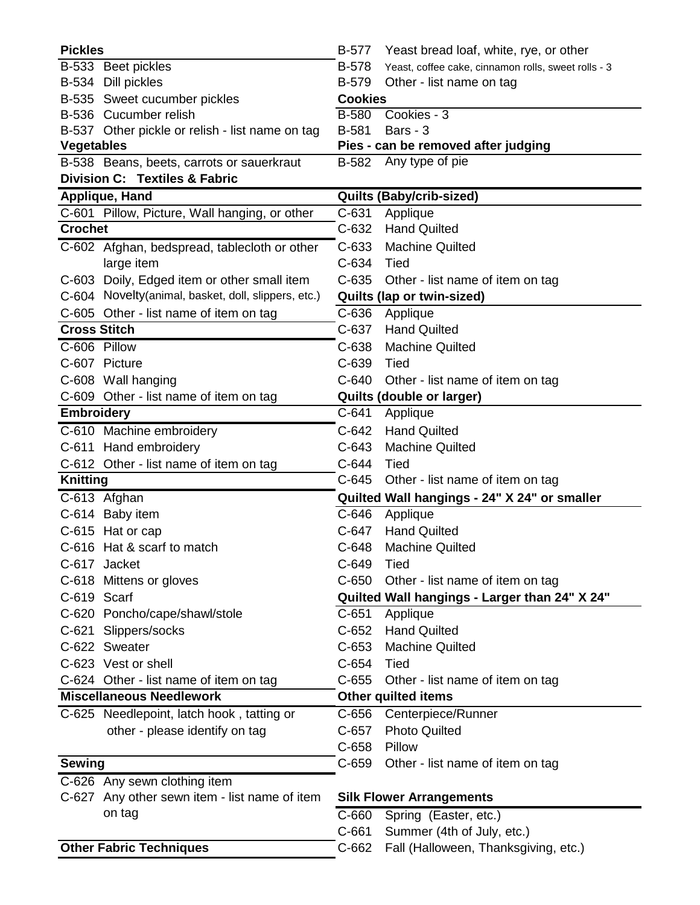**Pickles**

B-533 Beet pickles
B-534 Dill pickles
B-535 Sweet cucumber pickles
B-536 Cucumber relish
B-537 Other pickle or relish - list name on tag

**Vegetables**

B-538 Beans, beets, carrots or sauerkraut

## Division C: Textiles & Fabric

**Applique, Hand**

C-601 Pillow, Picture, Wall hanging, or other

**Crochet**

C-602 Afghan, bedspread, tablecloth or other large item
C-603 Doily, Edged item or other small item
C-604 Novelty(animal, basket, doll, slippers, etc.)
C-605 Other - list name of item on tag

**Cross Stitch**

C-606 Pillow
C-607 Picture
C-608 Wall hanging
C-609 Other - list name of item on tag

**Embroidery**

C-610 Machine embroidery
C-611 Hand embroidery
C-612 Other - list name of item on tag

**Knitting**

C-613 Afghan
C-614 Baby item
C-615 Hat or cap
C-616 Hat & scarf to match
C-617 Jacket
C-618 Mittens or gloves
C-619 Scarf
C-620 Poncho/cape/shawl/stole
C-621 Slippers/socks
C-622 Sweater
C-623 Vest or shell
C-624 Other - list name of item on tag

**Miscellaneous Needlework**

C-625 Needlepoint, latch hook , tatting or other - please identify on tag

**Sewing**

C-626 Any sewn clothing item
C-627 Any other sewn item - list name of item on tag

**Other Fabric Techniques**

B-577 Yeast bread loaf, white, rye, or other
B-578 Yeast, coffee cake, cinnamon rolls, sweet rolls - 3
B-579 Other - list name on tag

**Cookies**

B-580 Cookies - 3
B-581 Bars - 3

**Pies - can be removed after judging**

B-582 Any type of pie

**Quilts (Baby/crib-sized)**

C-631 Applique
C-632 Hand Quilted
C-633 Machine Quilted
C-634 Tied
C-635 Other - list name of item on tag

**Quilts (lap or twin-sized)**

C-636 Applique
C-637 Hand Quilted
C-638 Machine Quilted
C-639 Tied
C-640 Other - list name of item on tag

**Quilts (double or larger)**

C-641 Applique
C-642 Hand Quilted
C-643 Machine Quilted
C-644 Tied
C-645 Other - list name of item on tag

**Quilted Wall hangings - 24" X 24" or smaller**

C-646 Applique
C-647 Hand Quilted
C-648 Machine Quilted
C-649 Tied
C-650 Other - list name of item on tag

**Quilted Wall hangings - Larger than 24" X 24"**

C-651 Applique
C-652 Hand Quilted
C-653 Machine Quilted
C-654 Tied
C-655 Other - list name of item on tag

**Other quilted items**

C-656 Centerpiece/Runner
C-657 Photo Quilted
C-658 Pillow
C-659 Other - list name of item on tag

**Silk Flower Arrangements**

C-660 Spring (Easter, etc.)
C-661 Summer (4th of July, etc.)
C-662 Fall (Halloween, Thanksgiving, etc.)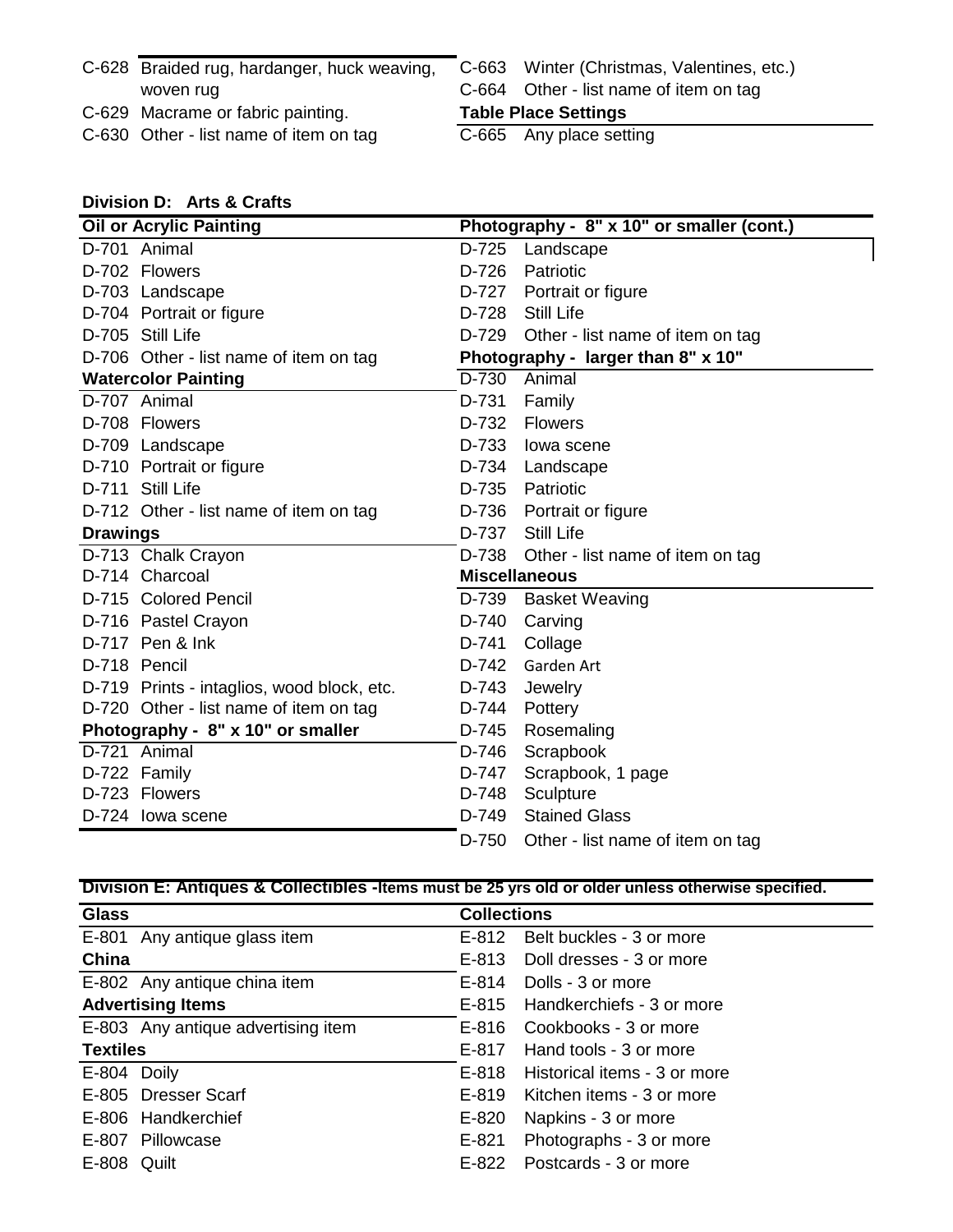C-628 Braided rug, hardanger, huck weaving, woven rug
C-629 Macrame or fabric painting.
C-630 Other - list name of item on tag

C-663 Winter (Christmas, Valentines, etc.)
C-664 Other - list name of item on tag

**Table Place Settings**

C-665 Any place setting

## Division D: Arts & Crafts

**Oil or Acrylic Painting**

D-701 Animal
D-702 Flowers
D-703 Landscape
D-704 Portrait or figure
D-705 Still Life
D-706 Other - list name of item on tag

**Watercolor Painting**

D-707 Animal
D-708 Flowers
D-709 Landscape
D-710 Portrait or figure
D-711 Still Life
D-712 Other - list name of item on tag

**Drawings**

D-713 Chalk Crayon
D-714 Charcoal
D-715 Colored Pencil
D-716 Pastel Crayon
D-717 Pen & Ink
D-718 Pencil
D-719 Prints - intaglios, wood block, etc.
D-720 Other - list name of item on tag

**Photography - 8" x 10" or smaller**

D-721 Animal
D-722 Family
D-723 Flowers
D-724 Iowa scene

**Photography - 8" x 10" or smaller (cont.)**

D-725 Landscape
D-726 Patriotic
D-727 Portrait or figure
D-728 Still Life
D-729 Other - list name of item on tag

**Photography - larger than 8" x 10"**

D-730 Animal
D-731 Family
D-732 Flowers
D-733 Iowa scene
D-734 Landscape
D-735 Patriotic
D-736 Portrait or figure
D-737 Still Life
D-738 Other - list name of item on tag

**Miscellaneous**

D-739 Basket Weaving
D-740 Carving
D-741 Collage
D-742 Garden Art
D-743 Jewelry
D-744 Pottery
D-745 Rosemaling
D-746 Scrapbook
D-747 Scrapbook, 1 page
D-748 Sculpture
D-749 Stained Glass
D-750 Other - list name of item on tag

## Division E: Antiques & Collectibles -Items must be 25 yrs old or older unless otherwise specified.

**Glass**

E-801 Any antique glass item

**China**

E-802 Any antique china item

**Advertising Items**

E-803 Any antique advertising item

**Textiles**

E-804 Doily
E-805 Dresser Scarf
E-806 Handkerchief
E-807 Pillowcase
E-808 Quilt

**Collections**

E-812 Belt buckles - 3 or more
E-813 Doll dresses - 3 or more
E-814 Dolls - 3 or more
E-815 Handkerchiefs - 3 or more
E-816 Cookbooks - 3 or more
E-817 Hand tools - 3 or more
E-818 Historical items - 3 or more
E-819 Kitchen items - 3 or more
E-820 Napkins - 3 or more
E-821 Photographs - 3 or more
E-822 Postcards - 3 or more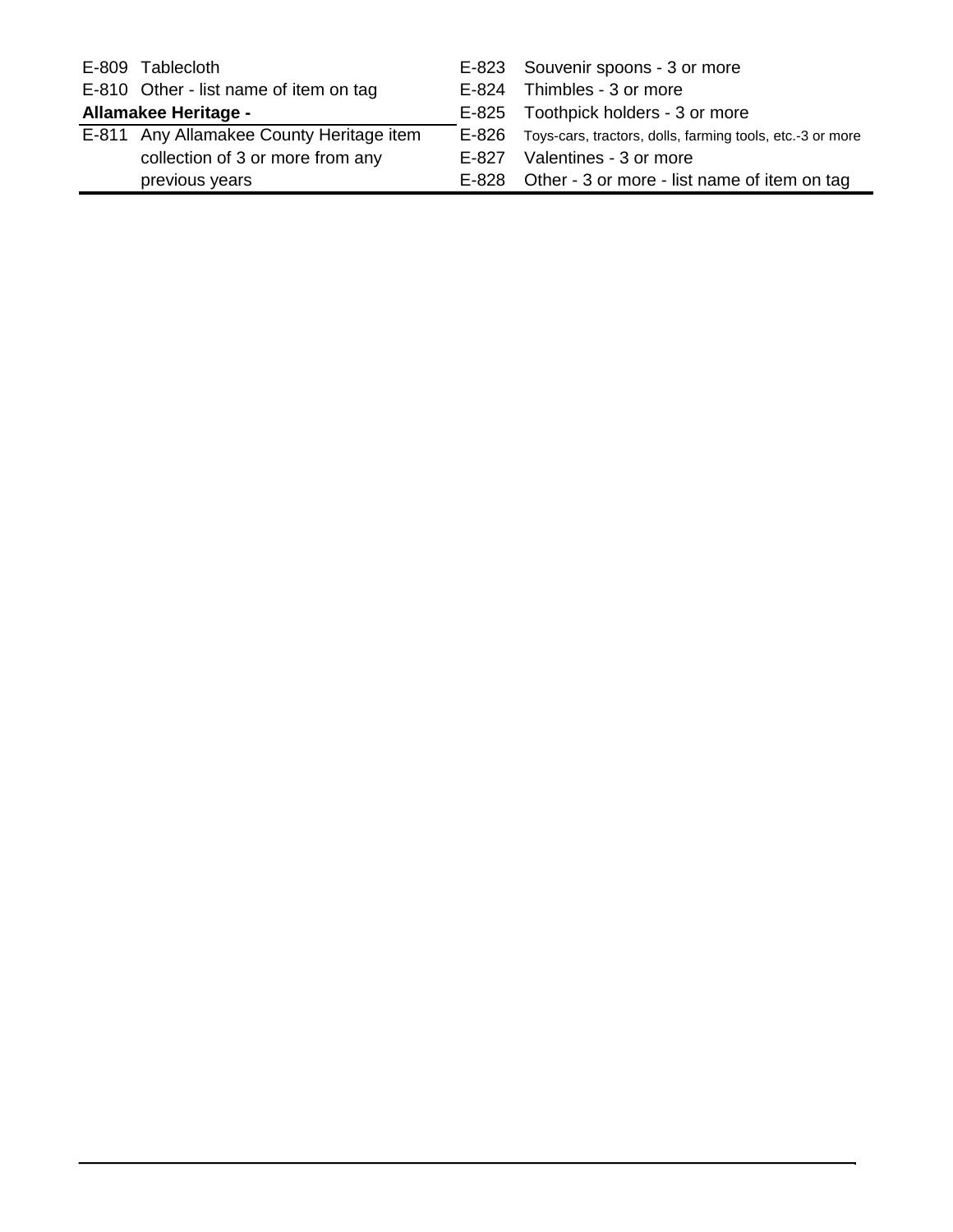E-809 Tablecloth

E-810 Other - list name of item on tag

**Allamakee Heritage -**

E-811 Any Allamakee County Heritage item collection of 3 or more from any previous years

E-823 Souvenir spoons - 3 or more

E-824 Thimbles - 3 or more

E-825 Toothpick holders - 3 or more

E-826 Toys-cars, tractors, dolls, farming tools, etc.-3 or more

E-827 Valentines - 3 or more

E-828 Other - 3 or more - list name of item on tag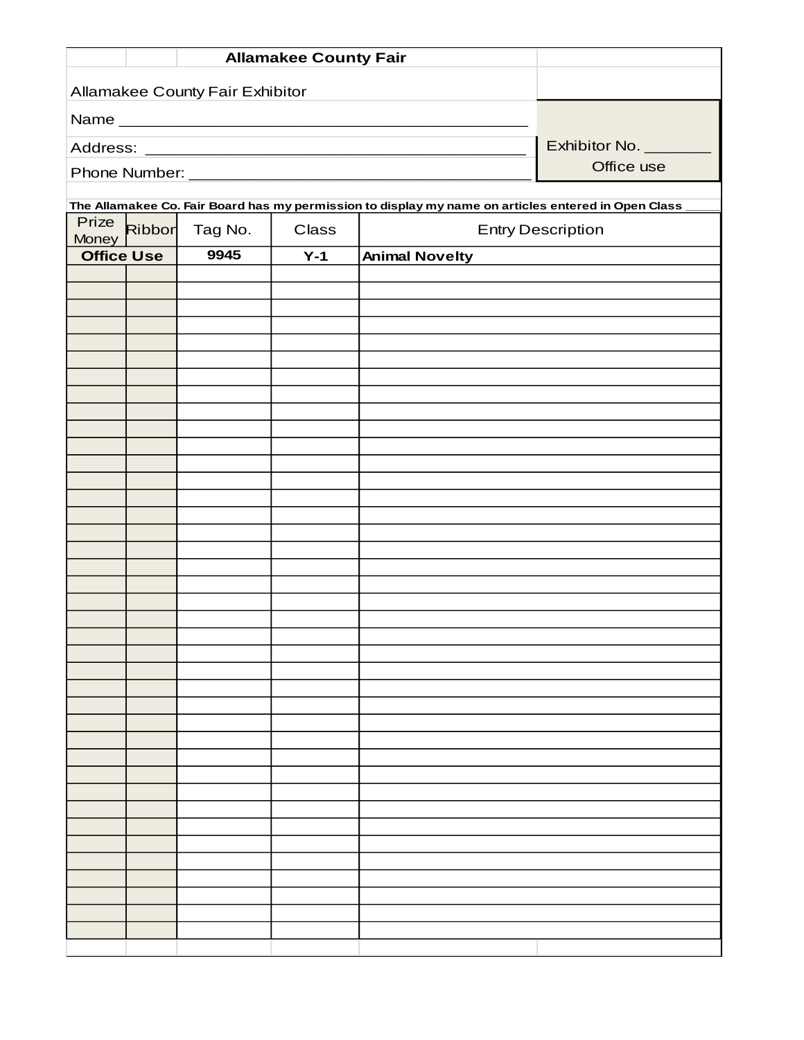# Allamakee County Fair

Allamakee County Fair Exhibitor

Name ____________________________________________

Address: ____________________________________________

Phone Number: ______________________________________

Exhibitor No. _______
Office use

**The Allamakee Co. Fair Board has my permission to display my name on articles entered in Open Class _____**

| Prize Money | Ribbon | Tag No. | Class | Entry Description |
|---|---|---|---|---|
| **Office Use** | | **9945** | **Y-1** | **Animal Novelty** |
| | | | | |
| | | | | |
| | | | | |
| | | | | |
| | | | | |
| | | | | |
| | | | | |
| | | | | |
| | | | | |
| | | | | |
| | | | | |
| | | | | |
| | | | | |
| | | | | |
| | | | | |
| | | | | |
| | | | | |
| | | | | |
| | | | | |
| | | | | |
| | | | | |
| | | | | |
| | | | | |
| | | | | |
| | | | | |
| | | | | |
| | | | | |
| | | | | |
| | | | | |
| | | | | |
| | | | | |
| | | | | |
| | | | | |
| | | | | |
| | | | | |
| | | | | |
| | | | | |
| | | | | |